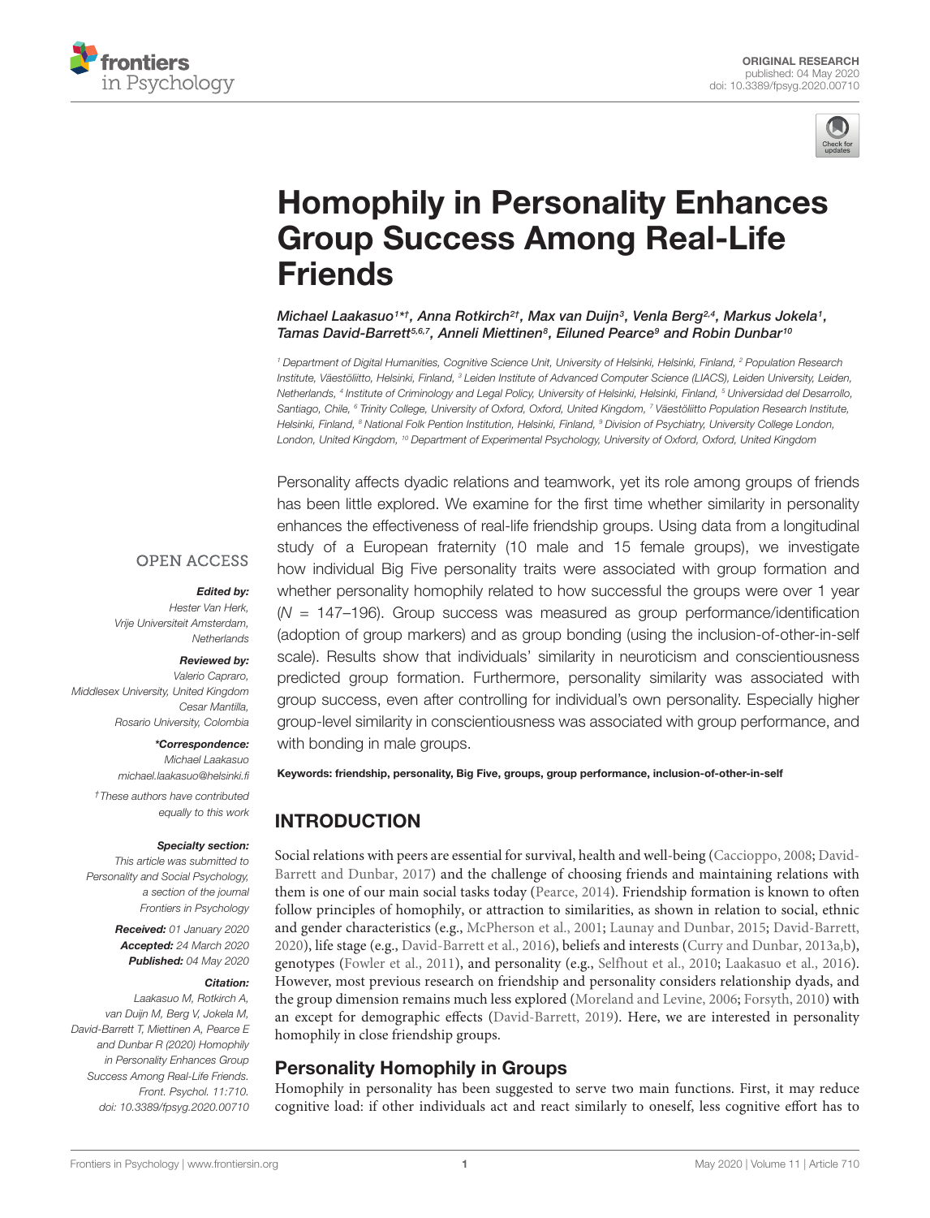ORIGINAL RESEARCH
published: 04 May 2020
doi: 10.3389/fpsyg.2020.00710

# Homophily in Personality Enhances Group Success Among Real-Life Friends

*Michael Laakasuo[1*†], Anna Rotkirch[2†], Max van Duijn[3], Venla Berg[2,4], Markus Jokela[1], Tamas David-Barrett[5,6,7], Anneli Miettinen[8], Eiluned Pearce[9] and Robin Dunbar[10]*

[1] Department of Digital Humanities, Cognitive Science Unit, University of Helsinki, Helsinki, Finland, [2] Population Research Institute, Väestöliitto, Helsinki, Finland, [3] Leiden Institute of Advanced Computer Science (LIACS), Leiden University, Leiden, Netherlands, [4] Institute of Criminology and Legal Policy, University of Helsinki, Helsinki, Finland, [5] Universidad del Desarrollo, Santiago, Chile, [6] Trinity College, University of Oxford, Oxford, United Kingdom, [7] Väestöliitto Population Research Institute, Helsinki, Finland, [8] National Folk Pention Institution, Helsinki, Finland, [9] Division of Psychiatry, University College London, London, United Kingdom, [10] Department of Experimental Psychology, University of Oxford, Oxford, United Kingdom

Personality affects dyadic relations and teamwork, yet its role among groups of friends has been little explored. We examine for the first time whether similarity in personality enhances the effectiveness of real-life friendship groups. Using data from a longitudinal study of a European fraternity (10 male and 15 female groups), we investigate how individual Big Five personality traits were associated with group formation and whether personality homophily related to how successful the groups were over 1 year ($N$ = 147–196). Group success was measured as group performance/identification (adoption of group markers) and as group bonding (using the inclusion-of-other-in-self scale). Results show that individuals' similarity in neuroticism and conscientiousness predicted group formation. Furthermore, personality similarity was associated with group success, even after controlling for individual's own personality. Especially higher group-level similarity in conscientiousness was associated with group performance, and with bonding in male groups.

**Keywords:** friendship, personality, Big Five, groups, group performance, inclusion-of-other-in-self

OPEN ACCESS

***Edited by:***
*Hester Van Herk,*
*Vrije Universiteit Amsterdam, Netherlands*

***Reviewed by:***
*Valerio Capraro,*
*Middlesex University, United Kingdom*
*Cesar Mantilla,*
*Rosario University, Colombia*

***\*Correspondence:***
*Michael Laakasuo*
*michael.laakasuo@helsinki.fi*

*†These authors have contributed equally to this work*

***Specialty section:***
*This article was submitted to Personality and Social Psychology, a section of the journal Frontiers in Psychology*

***Received:*** *01 January 2020*
***Accepted:*** *24 March 2020*
***Published:*** *04 May 2020*

***Citation:***
*Laakasuo M, Rotkirch A, van Duijn M, Berg V, Jokela M, David-Barrett T, Miettinen A, Pearce E and Dunbar R (2020) Homophily in Personality Enhances Group Success Among Real-Life Friends. Front. Psychol. 11:710. doi: 10.3389/fpsyg.2020.00710*

## INTRODUCTION

Social relations with peers are essential for survival, health and well-being (Caccioppo, 2008; David-Barrett and Dunbar, 2017) and the challenge of choosing friends and maintaining relations with them is one of our main social tasks today (Pearce, 2014). Friendship formation is known to often follow principles of homophily, or attraction to similarities, as shown in relation to social, ethnic and gender characteristics (e.g., McPherson et al., 2001; Launay and Dunbar, 2015; David-Barrett, 2020), life stage (e.g., David-Barrett et al., 2016), beliefs and interests (Curry and Dunbar, 2013a,b), genotypes (Fowler et al., 2011), and personality (e.g., Selfhout et al., 2010; Laakasuo et al., 2016). However, most previous research on friendship and personality considers relationship dyads, and the group dimension remains much less explored (Moreland and Levine, 2006; Forsyth, 2010) with an except for demographic effects (David-Barrett, 2019). Here, we are interested in personality homophily in close friendship groups.

### Personality Homophily in Groups

Homophily in personality has been suggested to serve two main functions. First, it may reduce cognitive load: if other individuals act and react similarly to oneself, less cognitive effort has to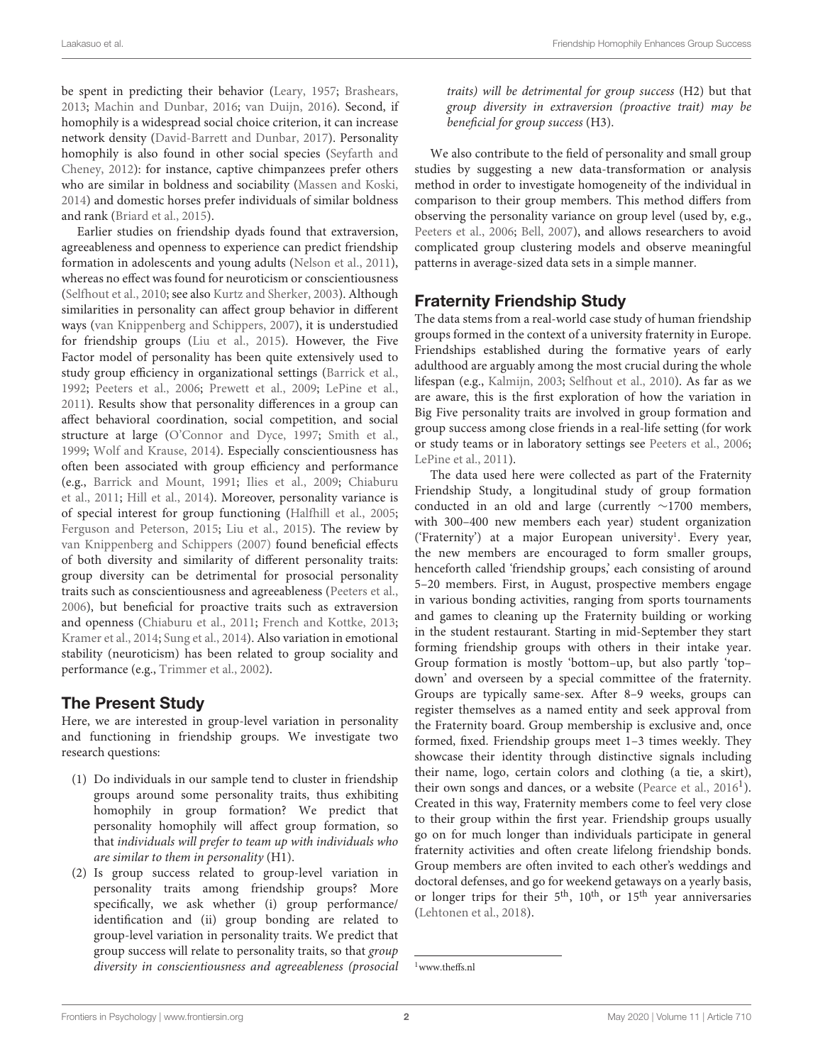be spent in predicting their behavior (Leary, 1957; Brashears, 2013; Machin and Dunbar, 2016; van Duijn, 2016). Second, if homophily is a widespread social choice criterion, it can increase network density (David-Barrett and Dunbar, 2017). Personality homophily is also found in other social species (Seyfarth and Cheney, 2012): for instance, captive chimpanzees prefer others who are similar in boldness and sociability (Massen and Koski, 2014) and domestic horses prefer individuals of similar boldness and rank (Briard et al., 2015).

Earlier studies on friendship dyads found that extraversion, agreeableness and openness to experience can predict friendship formation in adolescents and young adults (Nelson et al., 2011), whereas no effect was found for neuroticism or conscientiousness (Selfhout et al., 2010; see also Kurtz and Sherker, 2003). Although similarities in personality can affect group behavior in different ways (van Knippenberg and Schippers, 2007), it is understudied for friendship groups (Liu et al., 2015). However, the Five Factor model of personality has been quite extensively used to study group efficiency in organizational settings (Barrick et al., 1992; Peeters et al., 2006; Prewett et al., 2009; LePine et al., 2011). Results show that personality differences in a group can affect behavioral coordination, social competition, and social structure at large (O'Connor and Dyce, 1997; Smith et al., 1999; Wolf and Krause, 2014). Especially conscientiousness has often been associated with group efficiency and performance (e.g., Barrick and Mount, 1991; Ilies et al., 2009; Chiaburu et al., 2011; Hill et al., 2014). Moreover, personality variance is of special interest for group functioning (Halfhill et al., 2005; Ferguson and Peterson, 2015; Liu et al., 2015). The review by van Knippenberg and Schippers (2007) found beneficial effects of both diversity and similarity of different personality traits: group diversity can be detrimental for prosocial personality traits such as conscientiousness and agreeableness (Peeters et al., 2006), but beneficial for proactive traits such as extraversion and openness (Chiaburu et al., 2011; French and Kottke, 2013; Kramer et al., 2014; Sung et al., 2014). Also variation in emotional stability (neuroticism) has been related to group sociality and performance (e.g., Trimmer et al., 2002).

## The Present Study

Here, we are interested in group-level variation in personality and functioning in friendship groups. We investigate two research questions:

1. Do individuals in our sample tend to cluster in friendship groups around some personality traits, thus exhibiting homophily in group formation? We predict that personality homophily will affect group formation, so that *individuals will prefer to team up with individuals who are similar to them in personality* (H1).
2. Is group success related to group-level variation in personality traits among friendship groups? More specifically, we ask whether (i) group performance/identification and (ii) group bonding are related to group-level variation in personality traits. We predict that group success will relate to personality traits, so that *group diversity in conscientiousness and agreeableness (prosocial traits) will be detrimental for group success* (H2) but that *group diversity in extraversion (proactive trait) may be beneficial for group success* (H3).

We also contribute to the field of personality and small group studies by suggesting a new data-transformation or analysis method in order to investigate homogeneity of the individual in comparison to their group members. This method differs from observing the personality variance on group level (used by, e.g., Peeters et al., 2006; Bell, 2007), and allows researchers to avoid complicated group clustering models and observe meaningful patterns in average-sized data sets in a simple manner.

## Fraternity Friendship Study

The data stems from a real-world case study of human friendship groups formed in the context of a university fraternity in Europe. Friendships established during the formative years of early adulthood are arguably among the most crucial during the whole lifespan (e.g., Kalmijn, 2003; Selfhout et al., 2010). As far as we are aware, this is the first exploration of how the variation in Big Five personality traits are involved in group formation and group success among close friends in a real-life setting (for work or study teams or in laboratory settings see Peeters et al., 2006; LePine et al., 2011).

The data used here were collected as part of the Fraternity Friendship Study, a longitudinal study of group formation conducted in an old and large (currently ∼1700 members, with 300–400 new members each year) student organization ('Fraternity') at a major European university[1]. Every year, the new members are encouraged to form smaller groups, henceforth called 'friendship groups,' each consisting of around 5–20 members. First, in August, prospective members engage in various bonding activities, ranging from sports tournaments and games to cleaning up the Fraternity building or working in the student restaurant. Starting in mid-September they start forming friendship groups with others in their intake year. Group formation is mostly 'bottom–up, but also partly 'top–down' and overseen by a special committee of the fraternity. Groups are typically same-sex. After 8–9 weeks, groups can register themselves as a named entity and seek approval from the Fraternity board. Group membership is exclusive and, once formed, fixed. Friendship groups meet 1–3 times weekly. They showcase their identity through distinctive signals including their name, logo, certain colors and clothing (a tie, a skirt), their own songs and dances, or a website (Pearce et al., 2016[1]). Created in this way, Fraternity members come to feel very close to their group within the first year. Friendship groups usually go on for much longer than individuals participate in general fraternity activities and often create lifelong friendship bonds. Group members are often invited to each other's weddings and doctoral defenses, and go for weekend getaways on a yearly basis, or longer trips for their 5th, 10th, or 15th year anniversaries (Lehtonen et al., 2018).

[1] www.theffs.nl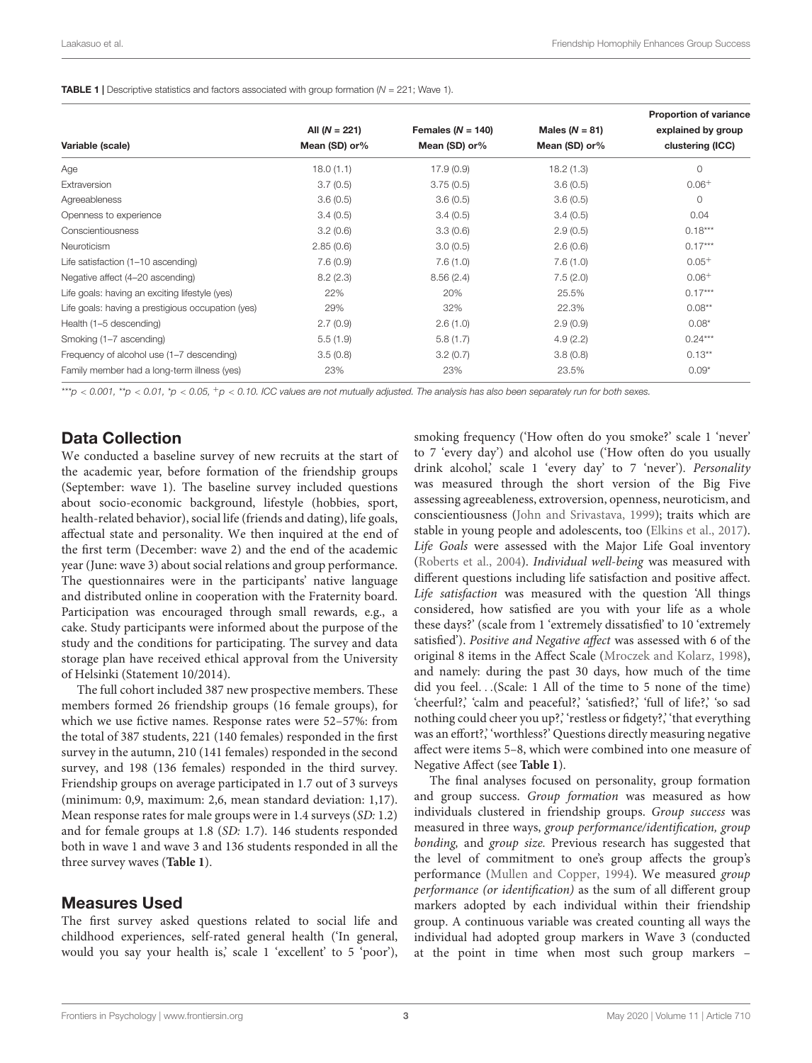**TABLE 1 |** Descriptive statistics and factors associated with group formation ($N = 221$; Wave 1).

| Variable (scale) | All ($N = 221$) Mean (SD) or% | Females ($N = 140$) Mean (SD) or% | Males ($N = 81$) Mean (SD) or% | Proportion of variance explained by group clustering (ICC) |
|---|---|---|---|---|
| Age | 18.0 (1.1) | 17.9 (0.9) | 18.2 (1.3) | 0 |
| Extraversion | 3.7 (0.5) | 3.75 (0.5) | 3.6 (0.5) | $0.06^{+}$ |
| Agreeableness | 3.6 (0.5) | 3.6 (0.5) | 3.6 (0.5) | 0 |
| Openness to experience | 3.4 (0.5) | 3.4 (0.5) | 3.4 (0.5) | 0.04 |
| Conscientiousness | 3.2 (0.6) | 3.3 (0.6) | 2.9 (0.5) | $0.18^{***}$ |
| Neuroticism | 2.85 (0.6) | 3.0 (0.5) | 2.6 (0.6) | $0.17^{***}$ |
| Life satisfaction (1–10 ascending) | 7.6 (0.9) | 7.6 (1.0) | 7.6 (1.0) | $0.05^{+}$ |
| Negative affect (4–20 ascending) | 8.2 (2.3) | 8.56 (2.4) | 7.5 (2.0) | $0.06^{+}$ |
| Life goals: having an exciting lifestyle (yes) | 22% | 20% | 25.5% | $0.17^{***}$ |
| Life goals: having a prestigious occupation (yes) | 29% | 32% | 22.3% | $0.08^{**}$ |
| Health (1–5 descending) | 2.7 (0.9) | 2.6 (1.0) | 2.9 (0.9) | $0.08^{*}$ |
| Smoking (1–7 ascending) | 5.5 (1.9) | 5.8 (1.7) | 4.9 (2.2) | $0.24^{***}$ |
| Frequency of alcohol use (1–7 descending) | 3.5 (0.8) | 3.2 (0.7) | 3.8 (0.8) | $0.13^{**}$ |
| Family member had a long-term illness (yes) | 23% | 23% | 23.5% | $0.09^{*}$ |

$^{***}p < 0.001$, $^{**}p < 0.01$, $^{*}p < 0.05$, $^{+}p < 0.10$. ICC values are not mutually adjusted. The analysis has also been separately run for both sexes.

## Data Collection

We conducted a baseline survey of new recruits at the start of the academic year, before formation of the friendship groups (September: wave 1). The baseline survey included questions about socio-economic background, lifestyle (hobbies, sport, health-related behavior), social life (friends and dating), life goals, affectual state and personality. We then inquired at the end of the first term (December: wave 2) and the end of the academic year (June: wave 3) about social relations and group performance. The questionnaires were in the participants' native language and distributed online in cooperation with the Fraternity board. Participation was encouraged through small rewards, e.g., a cake. Study participants were informed about the purpose of the study and the conditions for participating. The survey and data storage plan have received ethical approval from the University of Helsinki (Statement 10/2014).

The full cohort included 387 new prospective members. These members formed 26 friendship groups (16 female groups), for which we use fictive names. Response rates were 52–57%: from the total of 387 students, 221 (140 females) responded in the first survey in the autumn, 210 (141 females) responded in the second survey, and 198 (136 females) responded in the third survey. Friendship groups on average participated in 1.7 out of 3 surveys (minimum: 0,9, maximum: 2,6, mean standard deviation: 1,17). Mean response rates for male groups were in 1.4 surveys (*SD:* 1.2) and for female groups at 1.8 (*SD:* 1.7). 146 students responded both in wave 1 and wave 3 and 136 students responded in all the three survey waves (**Table 1**).

## Measures Used

The first survey asked questions related to social life and childhood experiences, self-rated general health ('In general, would you say your health is,' scale 1 'excellent' to 5 'poor'), smoking frequency ('How often do you smoke?' scale 1 'never' to 7 'every day') and alcohol use ('How often do you usually drink alcohol,' scale 1 'every day' to 7 'never'). *Personality* was measured through the short version of the Big Five assessing agreeableness, extroversion, openness, neuroticism, and conscientiousness (John and Srivastava, 1999); traits which are stable in young people and adolescents, too (Elkins et al., 2017). *Life Goals* were assessed with the Major Life Goal inventory (Roberts et al., 2004). *Individual well-being* was measured with different questions including life satisfaction and positive affect. *Life satisfaction* was measured with the question 'All things considered, how satisfied are you with your life as a whole these days?' (scale from 1 'extremely dissatisfied' to 10 'extremely satisfied'). *Positive and Negative affect* was assessed with 6 of the original 8 items in the Affect Scale (Mroczek and Kolarz, 1998), and namely: during the past 30 days, how much of the time did you feel. . .(Scale: 1 All of the time to 5 none of the time) 'cheerful?,' 'calm and peaceful?,' 'satisfied?,' 'full of life?,' 'so sad nothing could cheer you up?,' 'restless or fidgety?,' 'that everything was an effort?,' 'worthless?' Questions directly measuring negative affect were items 5–8, which were combined into one measure of Negative Affect (see **Table 1**).

The final analyses focused on personality, group formation and group success. *Group formation* was measured as how individuals clustered in friendship groups. *Group success* was measured in three ways, *group performance/identification, group bonding,* and *group size.* Previous research has suggested that the level of commitment to one's group affects the group's performance (Mullen and Copper, 1994). We measured *group performance (or identification)* as the sum of all different group markers adopted by each individual within their friendship group. A continuous variable was created counting all ways the individual had adopted group markers in Wave 3 (conducted at the point in time when most such group markers –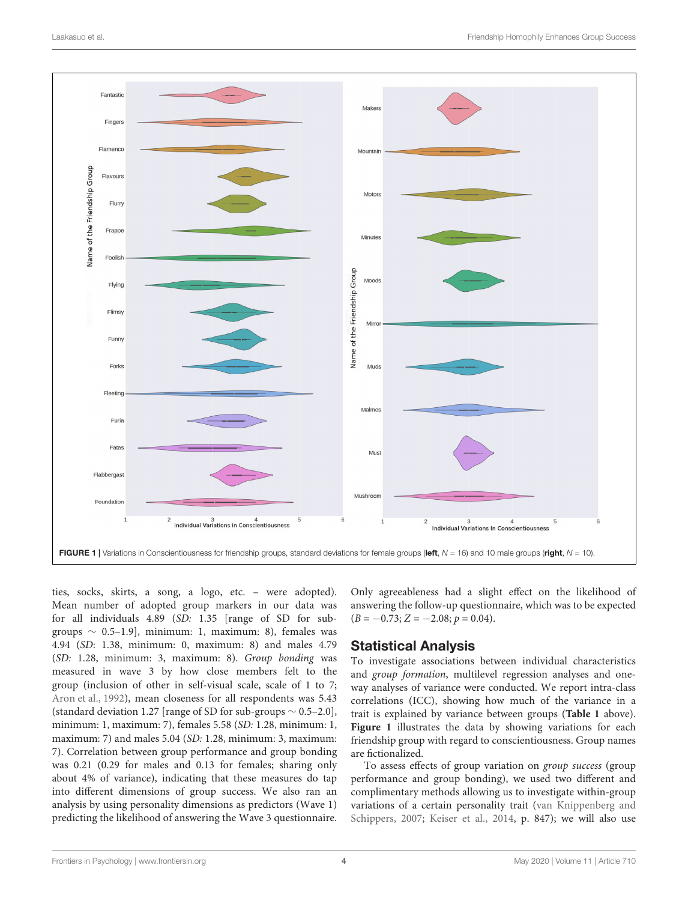FIGURE 1 | Variations in Conscientiousness for friendship groups, standard deviations for female groups (**left**, $N = 16$) and 10 male groups (**right**, $N = 10$).

ties, socks, skirts, a song, a logo, etc. – were adopted). Mean number of adopted group markers in our data was for all individuals 4.89 (*SD:* 1.35 [range of SD for sub-groups ~ 0.5–1.9], minimum: 1, maximum: 8), females was 4.94 (*SD:* 1.38, minimum: 0, maximum: 8) and males 4.79 (*SD:* 1.28, minimum: 3, maximum: 8). *Group bonding* was measured in wave 3 by how close members felt to the group (inclusion of other in self-visual scale, scale of 1 to 7; Aron et al., 1992), mean closeness for all respondents was 5.43 (standard deviation 1.27 [range of SD for sub-groups ~ 0.5–2.0], minimum: 1, maximum: 7), females 5.58 (*SD:* 1.28, minimum: 1, maximum: 7) and males 5.04 (*SD:* 1.28, minimum: 3, maximum: 7). Correlation between group performance and group bonding was 0.21 (0.29 for males and 0.13 for females; sharing only about 4% of variance), indicating that these measures do tap into different dimensions of group success. We also ran an analysis by using personality dimensions as predictors (Wave 1) predicting the likelihood of answering the Wave 3 questionnaire. Only agreeableness had a slight effect on the likelihood of answering the follow-up questionnaire, which was to be expected ($B = -0.73$; $Z = -2.08$; $p = 0.04$).

## Statistical Analysis

To investigate associations between individual characteristics and *group formation*, multilevel regression analyses and one-way analyses of variance were conducted. We report intra-class correlations (ICC), showing how much of the variance in a trait is explained by variance between groups (**Table 1** above). **Figure 1** illustrates the data by showing variations for each friendship group with regard to conscientiousness. Group names are fictionalized.

To assess effects of group variation on *group success* (group performance and group bonding), we used two different and complimentary methods allowing us to investigate within-group variations of a certain personality trait (van Knippenberg and Schippers, 2007; Keiser et al., 2014, p. 847); we will also use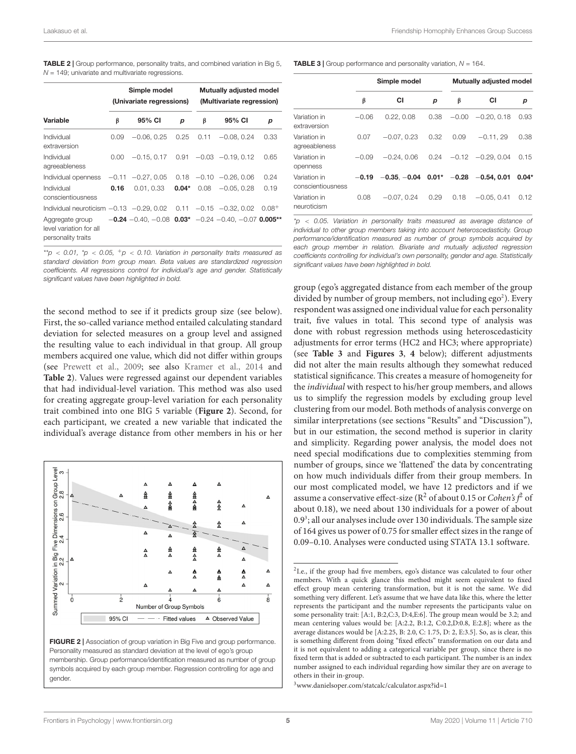**TABLE 2 |** Group performance, personality traits, and combined variation in Big 5, $N = 149$; univariate and multivariate regressions.

| | Simple model (Univariate regressions) | | | Mutually adjusted model (Multivariate regression) | | |
|---|---|---|---|---|---|---|
| **Variable** | **β** | **95% CI** | ***p*** | **β** | **95% CI** | ***p*** |
| Individual extraversion | 0.09 | −0.06, 0.25 | 0.25 | 0.11 | −0.08, 0.24 | 0.33 |
| Individual agreeableness | 0.00 | −0.15, 0.17 | 0.91 | −0.03 | −0.19, 0.12 | 0.65 |
| Individual openness | −0.11 | −0.27, 0.05 | 0.18 | −0.10 | −0.26, 0.06 | 0.24 |
| Individual conscientiousness | **0.16** | 0.01, 0.33 | **0.04*** | 0.08 | −0.05, 0.28 | 0.19 |
| Individual neuroticism | −0.13 | −0.29, 0.02 | 0.11 | −0.15 | −0.32, 0.02 | 0.08+ |
| Aggregate group level variation for all personality traits | **−0.24** | −0.40, −0.08 | **0.03*** | −0.24 | −0.40, −0.07 | **0.005**** |

*\*\*p < 0.01, \*p < 0.05, +p < 0.10. Variation in personality traits measured as standard deviation from group mean. Beta values are standardized regression coefficients. All regressions control for individual's age and gender. Statistically significant values have been highlighted in bold.*

**TABLE 3 |** Group performance and personality variation, $N = 164$.

| | Simple model | | | Mutually adjusted model | | |
|---|---|---|---|---|---|---|
| | **β** | **CI** | ***p*** | **β** | **CI** | ***p*** |
| Variation in extraversion | −0.06 | 0.22, 0.08 | 0.38 | −0.00 | −0.20, 0.18 | 0.93 |
| Variation in agreeableness | 0.07 | −0.07, 0.23 | 0.32 | 0.09 | −0.11, 29 | 0.38 |
| Variation in openness | −0.09 | −0.24, 0.06 | 0.24 | −0.12 | −0.29, 0.04 | 0.15 |
| Variation in conscientiousness | **−0.19** | **−0.35, −0.04** | **0.01*** | **−0.28** | **−0.54, 0.01** | **0.04*** |
| Variation in neuroticism | 0.08 | −0.07, 0.24 | 0.29 | 0.18 | −0.05, 0.41 | 0.12 |

*\*p < 0.05. Variation in personality traits measured as average distance of individual to other group members taking into account heteroscedasticity. Group performance/identification measured as number of group symbols acquired by each group member in relation. Bivariate and mutually adjusted regression coefficients controlling for individual's own personality, gender and age. Statistically significant values have been highlighted in bold.*

the second method to see if it predicts group size (see below). First, the so-called variance method entailed calculating standard deviation for selected measures on a group level and assigned the resulting value to each individual in that group. All group members acquired one value, which did not differ within groups (see Prewett et al., 2009; see also Kramer et al., 2014 and **Table 2**). Values were regressed against our dependent variables that had individual-level variation. This method was also used for creating aggregate group-level variation for each personality trait combined into one BIG 5 variable (**Figure 2**). Second, for each participant, we created a new variable that indicated the individual's average distance from other members in his or her group (ego's aggregated distance from each member of the group divided by number of group members, not including ego[2]). Every respondent was assigned one individual value for each personality trait, five values in total. This second type of analysis was done with robust regression methods using heteroscedasticity adjustments for error terms (HC2 and HC3; where appropriate) (see **Table 3** and **Figures 3**, **4** below); different adjustments did not alter the main results although they somewhat reduced statistical significance. This creates a measure of homogeneity for the *individual* with respect to his/her group members, and allows us to simplify the regression models by excluding group level clustering from our model. Both methods of analysis converge on similar interpretations (see sections "Results" and "Discussion"), but in our estimation, the second method is superior in clarity and simplicity. Regarding power analysis, the model does not need special modifications due to complexities stemming from number of groups, since we 'flattened' the data by concentrating on how much individuals differ from their group members. In our most complicated model, we have 12 predictors and if we assume a conservative effect-size ($R^2$ of about 0.15 or *Cohen's* $f^2$ of about 0.18), we need about 130 individuals for a power of about 0.9[3]; all our analyses include over 130 individuals. The sample size of 164 gives us power of 0.75 for smaller effect sizes in the range of 0.09–0.10. Analyses were conducted using STATA 13.1 software.

**FIGURE 2 |** Association of group variation in Big Five and group performance. Personality measured as standard deviation at the level of ego's group membership. Group performance/identification measured as number of group symbols acquired by each group member. Regression controlling for age and gender.

[2] I.e., if the group had five members, ego's distance was calculated to four other members. With a quick glance this method might seem equivalent to fixed effect group mean centering transformation, but it is not the same. We did something very different. Let's assume that we have data like this, where the letter represents the participant and the number represents the participants value on some personality trait: [A:1, B:2,C:3, D:4,E:6]. The group mean would be 3.2; and mean centering values would be: [A:2.2, B:1.2, C:0.2,D:0.8, E:2.8]; where as the average distances would be [A:2.25, B: 2.0, C: 1.75, D: 2, E:3.5]. So, as is clear, this is something different from doing "fixed effects" transformation on our data and it is not equivalent to adding a categorical variable per group, since there is no fixed term that is added or subtracted to each participant. The number is an index number assigned to each individual regarding how similar they are on average to others in their in-group.

[3] www.danielsoper.com/statcalc/calculator.aspx?id=1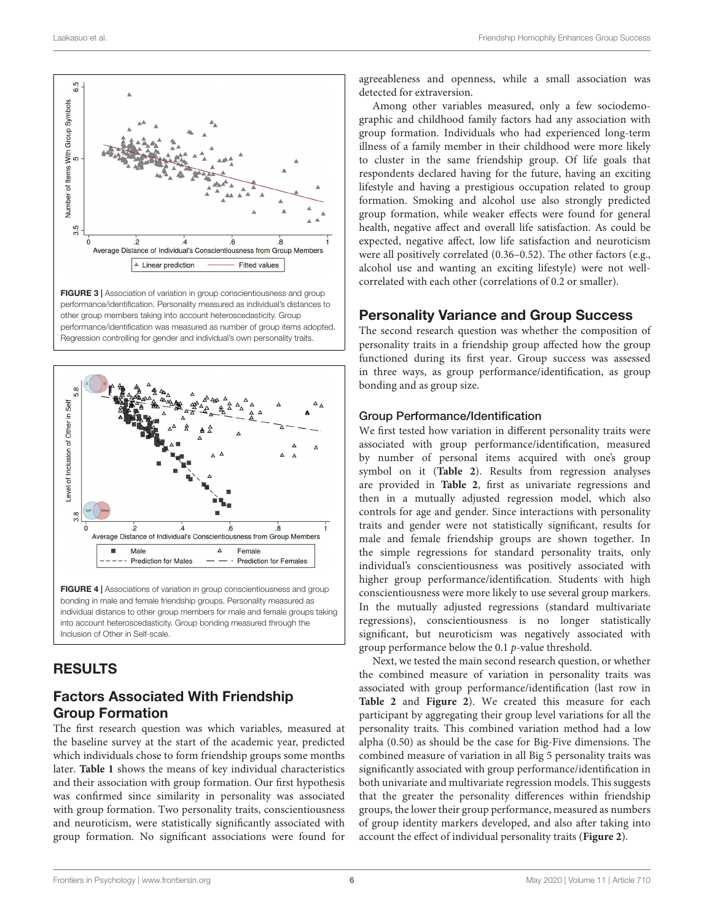FIGURE 3 | Association of variation in group conscientiousness and group performance/identification. Personality measured as individual's distances to other group members taking into account heteroscedasticity. Group performance/identification was measured as number of group items adopted. Regression controlling for gender and individual's own personality traits.

FIGURE 4 | Associations of variation in group conscientiousness and group bonding in male and female friendship groups. Personality measured as individual distance to other group members for male and female groups taking into account heteroscedasticity. Group bonding measured through the Inclusion of Other in Self-scale.

## RESULTS

### Factors Associated With Friendship Group Formation

The first research question was which variables, measured at the baseline survey at the start of the academic year, predicted which individuals chose to form friendship groups some months later. **Table 1** shows the means of key individual characteristics and their association with group formation. Our first hypothesis was confirmed since similarity in personality was associated with group formation. Two personality traits, conscientiousness and neuroticism, were statistically significantly associated with group formation. No significant associations were found for agreeableness and openness, while a small association was detected for extraversion.

Among other variables measured, only a few sociodemographic and childhood family factors had any association with group formation. Individuals who had experienced long-term illness of a family member in their childhood were more likely to cluster in the same friendship group. Of life goals that respondents declared having for the future, having an exciting lifestyle and having a prestigious occupation related to group formation. Smoking and alcohol use also strongly predicted group formation, while weaker effects were found for general health, negative affect and overall life satisfaction. As could be expected, negative affect, low life satisfaction and neuroticism were all positively correlated (0.36–0.52). The other factors (e.g., alcohol use and wanting an exciting lifestyle) were not well-correlated with each other (correlations of 0.2 or smaller).

## Personality Variance and Group Success

The second research question was whether the composition of personality traits in a friendship group affected how the group functioned during its first year. Group success was assessed in three ways, as group performance/identification, as group bonding and as group size.

### Group Performance/Identification

We first tested how variation in different personality traits were associated with group performance/identification, measured by number of personal items acquired with one's group symbol on it (**Table 2**). Results from regression analyses are provided in **Table 2**, first as univariate regressions and then in a mutually adjusted regression model, which also controls for age and gender. Since interactions with personality traits and gender were not statistically significant, results for male and female friendship groups are shown together. In the simple regressions for standard personality traits, only individual's conscientiousness was positively associated with higher group performance/identification. Students with high conscientiousness were more likely to use several group markers. In the mutually adjusted regressions (standard multivariate regressions), conscientiousness is no longer statistically significant, but neuroticism was negatively associated with group performance below the 0.1 *p*-value threshold.

Next, we tested the main second research question, or whether the combined measure of variation in personality traits was associated with group performance/identification (last row in **Table 2** and **Figure 2**). We created this measure for each participant by aggregating their group level variations for all the personality traits. This combined variation method had a low alpha (0.50) as should be the case for Big-Five dimensions. The combined measure of variation in all Big 5 personality traits was significantly associated with group performance/identification in both univariate and multivariate regression models. This suggests that the greater the personality differences within friendship groups, the lower their group performance, measured as numbers of group identity markers developed, and also after taking into account the effect of individual personality traits (**Figure 2**).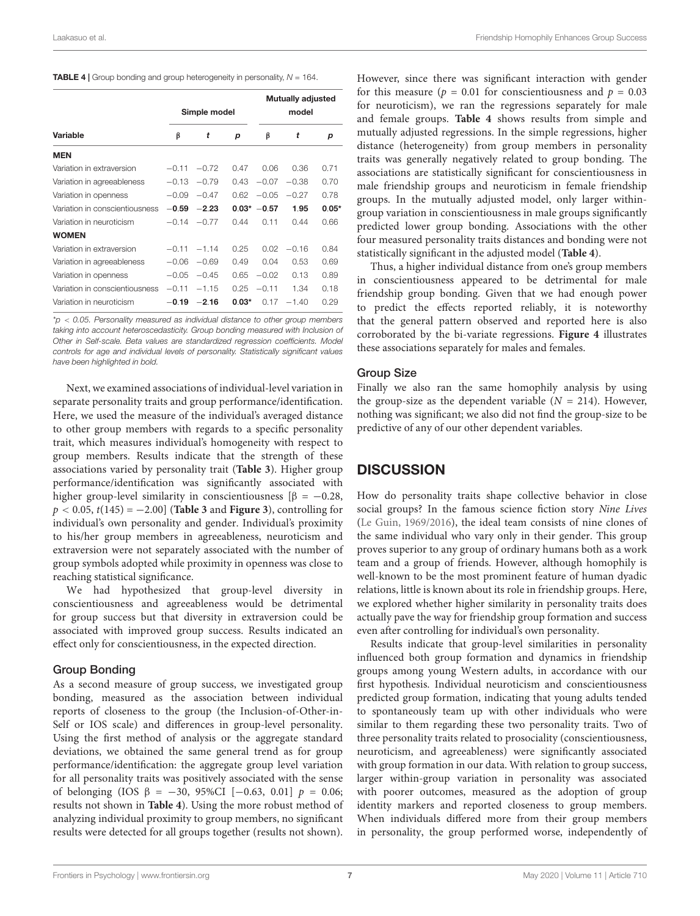**TABLE 4** | Group bonding and group heterogeneity in personality, $N = 164$.

| Variable | Simple model | | | Mutually adjusted model | | |
|---|---|---|---|---|---|---|
| | β | *t* | *p* | β | *t* | *p* |
| **MEN** | | | | | | |
| Variation in extraversion | −0.11 | −0.72 | 0.47 | 0.06 | 0.36 | 0.71 |
| Variation in agreeableness | −0.13 | −0.79 | 0.43 | −0.07 | −0.38 | 0.70 |
| Variation in openness | −0.09 | −0.47 | 0.62 | −0.05 | −0.27 | 0.78 |
| Variation in conscientiousness | **−0.59** | **−2.23** | **0.03*** | **−0.57** | **1.95** | **0.05*** |
| Variation in neuroticism | −0.14 | −0.77 | 0.44 | 0.11 | 0.44 | 0.66 |
| **WOMEN** | | | | | | |
| Variation in extraversion | −0.11 | −1.14 | 0.25 | 0.02 | −0.16 | 0.84 |
| Variation in agreeableness | −0.06 | −0.69 | 0.49 | 0.04 | 0.53 | 0.69 |
| Variation in openness | −0.05 | −0.45 | 0.65 | −0.02 | 0.13 | 0.89 |
| Variation in conscientiousness | −0.11 | −1.15 | 0.25 | −0.11 | 1.34 | 0.18 |
| Variation in neuroticism | **−0.19** | **−2.16** | **0.03*** | 0.17 | −1.40 | 0.29 |

**$p < 0.05$. Personality measured as individual distance to other group members taking into account heteroscedasticity. Group bonding measured with Inclusion of Other in Self-scale. Beta values are standardized regression coefficients. Model controls for age and individual levels of personality. Statistically significant values have been highlighted in bold.*

Next, we examined associations of individual-level variation in separate personality traits and group performance/identification. Here, we used the measure of the individual's averaged distance to other group members with regards to a specific personality trait, which measures individual's homogeneity with respect to group members. Results indicate that the strength of these associations varied by personality trait (**Table 3**). Higher group performance/identification was significantly associated with higher group-level similarity in conscientiousness [$\beta = -0.28$, $p < 0.05$, $t(145) = -2.00$] (**Table 3** and **Figure 3**), controlling for individual's own personality and gender. Individual's proximity to his/her group members in agreeableness, neuroticism and extraversion were not separately associated with the number of group symbols adopted while proximity in openness was close to reaching statistical significance.

We had hypothesized that group-level diversity in conscientiousness and agreeableness would be detrimental for group success but that diversity in extraversion could be associated with improved group success. Results indicated an effect only for conscientiousness, in the expected direction.

### Group Bonding

As a second measure of group success, we investigated group bonding, measured as the association between individual reports of closeness to the group (the Inclusion-of-Other-in-Self or IOS scale) and differences in group-level personality. Using the first method of analysis or the aggregate standard deviations, we obtained the same general trend as for group performance/identification: the aggregate group level variation for all personality traits was positively associated with the sense of belonging (IOS $\beta = -30$, 95%CI $[-0.63, 0.01]$ $p = 0.06$; results not shown in **Table 4**). Using the more robust method of analyzing individual proximity to group members, no significant results were detected for all groups together (results not shown). However, since there was significant interaction with gender for this measure ($p = 0.01$ for conscientiousness and $p = 0.03$ for neuroticism), we ran the regressions separately for male and female groups. **Table 4** shows results from simple and mutually adjusted regressions. In the simple regressions, higher distance (heterogeneity) from group members in personality traits was generally negatively related to group bonding. The associations are statistically significant for conscientiousness in male friendship groups and neuroticism in female friendship groups. In the mutually adjusted model, only larger within-group variation in conscientiousness in male groups significantly predicted lower group bonding. Associations with the other four measured personality traits distances and bonding were not statistically significant in the adjusted model (**Table 4**).

Thus, a higher individual distance from one's group members in conscientiousness appeared to be detrimental for male friendship group bonding. Given that we had enough power to predict the effects reported reliably, it is noteworthy that the general pattern observed and reported here is also corroborated by the bi-variate regressions. **Figure 4** illustrates these associations separately for males and females.

### Group Size

Finally we also ran the same homophily analysis by using the group-size as the dependent variable ($N = 214$). However, nothing was significant; we also did not find the group-size to be predictive of any of our other dependent variables.

## DISCUSSION

How do personality traits shape collective behavior in close social groups? In the famous science fiction story *Nine Lives* (Le Guin, 1969/2016), the ideal team consists of nine clones of the same individual who vary only in their gender. This group proves superior to any group of ordinary humans both as a work team and a group of friends. However, although homophily is well-known to be the most prominent feature of human dyadic relations, little is known about its role in friendship groups. Here, we explored whether higher similarity in personality traits does actually pave the way for friendship group formation and success even after controlling for individual's own personality.

Results indicate that group-level similarities in personality influenced both group formation and dynamics in friendship groups among young Western adults, in accordance with our first hypothesis. Individual neuroticism and conscientiousness predicted group formation, indicating that young adults tended to spontaneously team up with other individuals who were similar to them regarding these two personality traits. Two of three personality traits related to prosociality (conscientiousness, neuroticism, and agreeableness) were significantly associated with group formation in our data. With relation to group success, larger within-group variation in personality was associated with poorer outcomes, measured as the adoption of group identity markers and reported closeness to group members. When individuals differed more from their group members in personality, the group performed worse, independently of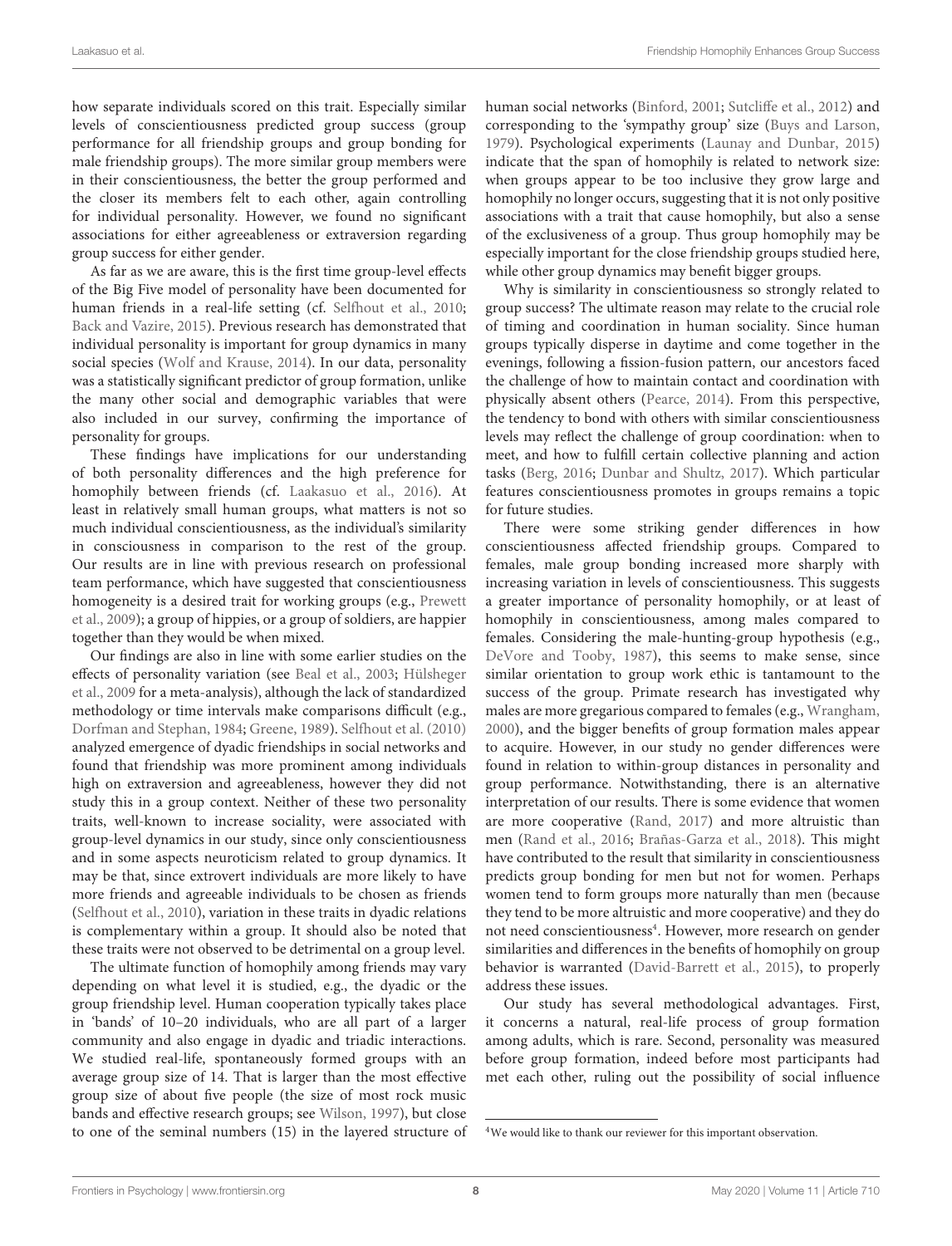how separate individuals scored on this trait. Especially similar levels of conscientiousness predicted group success (group performance for all friendship groups and group bonding for male friendship groups). The more similar group members were in their conscientiousness, the better the group performed and the closer its members felt to each other, again controlling for individual personality. However, we found no significant associations for either agreeableness or extraversion regarding group success for either gender.

As far as we are aware, this is the first time group-level effects of the Big Five model of personality have been documented for human friends in a real-life setting (cf. Selfhout et al., 2010; Back and Vazire, 2015). Previous research has demonstrated that individual personality is important for group dynamics in many social species (Wolf and Krause, 2014). In our data, personality was a statistically significant predictor of group formation, unlike the many other social and demographic variables that were also included in our survey, confirming the importance of personality for groups.

These findings have implications for our understanding of both personality differences and the high preference for homophily between friends (cf. Laakasuo et al., 2016). At least in relatively small human groups, what matters is not so much individual conscientiousness, as the individual's similarity in consciousness in comparison to the rest of the group. Our results are in line with previous research on professional team performance, which have suggested that conscientiousness homogeneity is a desired trait for working groups (e.g., Prewett et al., 2009); a group of hippies, or a group of soldiers, are happier together than they would be when mixed.

Our findings are also in line with some earlier studies on the effects of personality variation (see Beal et al., 2003; Hülsheger et al., 2009 for a meta-analysis), although the lack of standardized methodology or time intervals make comparisons difficult (e.g., Dorfman and Stephan, 1984; Greene, 1989). Selfhout et al. (2010) analyzed emergence of dyadic friendships in social networks and found that friendship was more prominent among individuals high on extraversion and agreeableness, however they did not study this in a group context. Neither of these two personality traits, well-known to increase sociality, were associated with group-level dynamics in our study, since only conscientiousness and in some aspects neuroticism related to group dynamics. It may be that, since extrovert individuals are more likely to have more friends and agreeable individuals to be chosen as friends (Selfhout et al., 2010), variation in these traits in dyadic relations is complementary within a group. It should also be noted that these traits were not observed to be detrimental on a group level.

The ultimate function of homophily among friends may vary depending on what level it is studied, e.g., the dyadic or the group friendship level. Human cooperation typically takes place in 'bands' of 10–20 individuals, who are all part of a larger community and also engage in dyadic and triadic interactions. We studied real-life, spontaneously formed groups with an average group size of 14. That is larger than the most effective group size of about five people (the size of most rock music bands and effective research groups; see Wilson, 1997), but close to one of the seminal numbers (15) in the layered structure of human social networks (Binford, 2001; Sutcliffe et al., 2012) and corresponding to the 'sympathy group' size (Buys and Larson, 1979). Psychological experiments (Launay and Dunbar, 2015) indicate that the span of homophily is related to network size: when groups appear to be too inclusive they grow large and homophily no longer occurs, suggesting that it is not only positive associations with a trait that cause homophily, but also a sense of the exclusiveness of a group. Thus group homophily may be especially important for the close friendship groups studied here, while other group dynamics may benefit bigger groups.

Why is similarity in conscientiousness so strongly related to group success? The ultimate reason may relate to the crucial role of timing and coordination in human sociality. Since human groups typically disperse in daytime and come together in the evenings, following a fission-fusion pattern, our ancestors faced the challenge of how to maintain contact and coordination with physically absent others (Pearce, 2014). From this perspective, the tendency to bond with others with similar conscientiousness levels may reflect the challenge of group coordination: when to meet, and how to fulfill certain collective planning and action tasks (Berg, 2016; Dunbar and Shultz, 2017). Which particular features conscientiousness promotes in groups remains a topic for future studies.

There were some striking gender differences in how conscientiousness affected friendship groups. Compared to females, male group bonding increased more sharply with increasing variation in levels of conscientiousness. This suggests a greater importance of personality homophily, or at least of homophily in conscientiousness, among males compared to females. Considering the male-hunting-group hypothesis (e.g., DeVore and Tooby, 1987), this seems to make sense, since similar orientation to group work ethic is tantamount to the success of the group. Primate research has investigated why males are more gregarious compared to females (e.g., Wrangham, 2000), and the bigger benefits of group formation males appear to acquire. However, in our study no gender differences were found in relation to within-group distances in personality and group performance. Notwithstanding, there is an alternative interpretation of our results. There is some evidence that women are more cooperative (Rand, 2017) and more altruistic than men (Rand et al., 2016; Brañas-Garza et al., 2018). This might have contributed to the result that similarity in conscientiousness predicts group bonding for men but not for women. Perhaps women tend to form groups more naturally than men (because they tend to be more altruistic and more cooperative) and they do not need conscientiousness[4]. However, more research on gender similarities and differences in the benefits of homophily on group behavior is warranted (David-Barrett et al., 2015), to properly address these issues.

Our study has several methodological advantages. First, it concerns a natural, real-life process of group formation among adults, which is rare. Second, personality was measured before group formation, indeed before most participants had met each other, ruling out the possibility of social influence

[4]We would like to thank our reviewer for this important observation.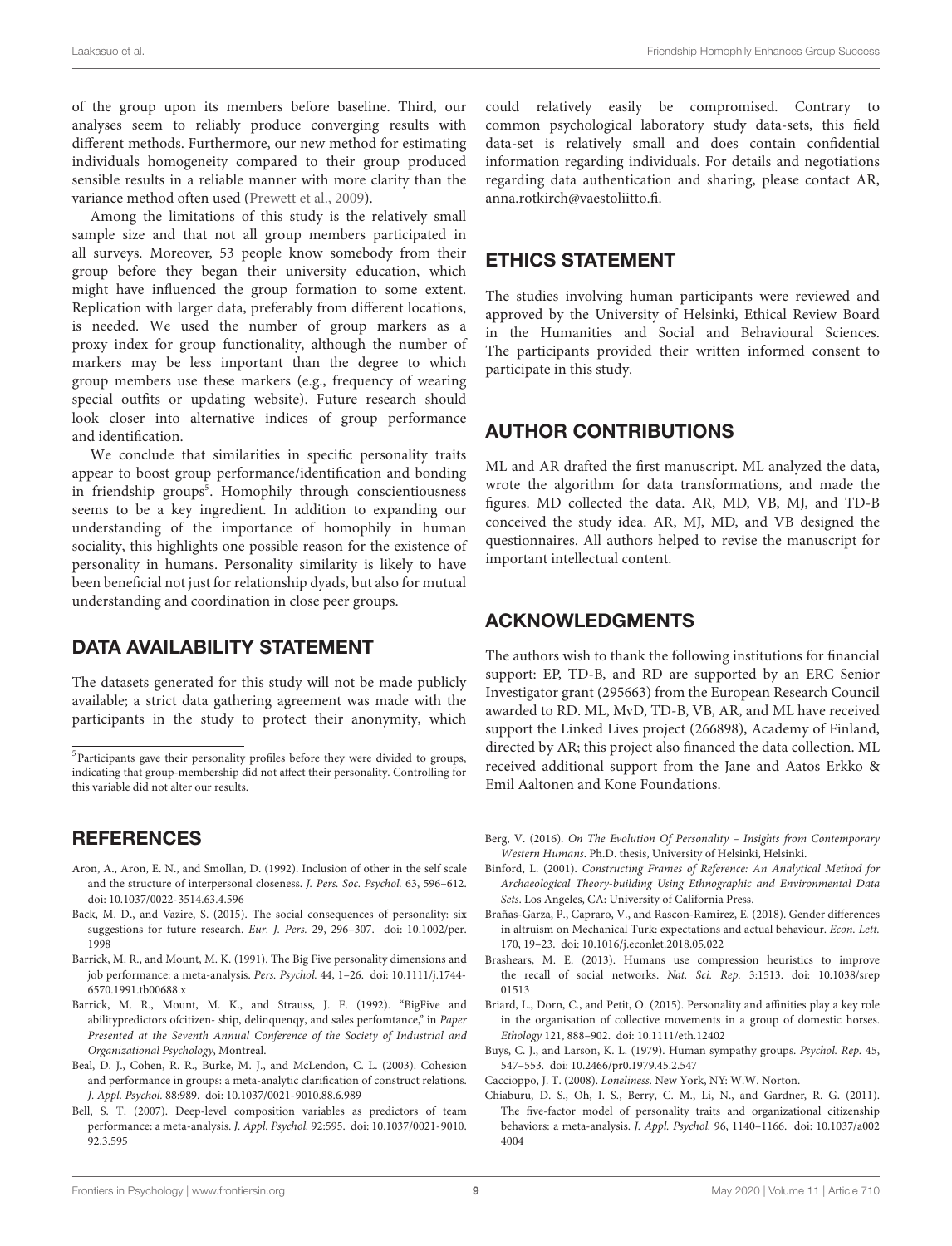of the group upon its members before baseline. Third, our analyses seem to reliably produce converging results with different methods. Furthermore, our new method for estimating individuals homogeneity compared to their group produced sensible results in a reliable manner with more clarity than the variance method often used (Prewett et al., 2009).

Among the limitations of this study is the relatively small sample size and that not all group members participated in all surveys. Moreover, 53 people know somebody from their group before they began their university education, which might have influenced the group formation to some extent. Replication with larger data, preferably from different locations, is needed. We used the number of group markers as a proxy index for group functionality, although the number of markers may be less important than the degree to which group members use these markers (e.g., frequency of wearing special outfits or updating website). Future research should look closer into alternative indices of group performance and identification.

We conclude that similarities in specific personality traits appear to boost group performance/identification and bonding in friendship groups[5]. Homophily through conscientiousness seems to be a key ingredient. In addition to expanding our understanding of the importance of homophily in human sociality, this highlights one possible reason for the existence of personality in humans. Personality similarity is likely to have been beneficial not just for relationship dyads, but also for mutual understanding and coordination in close peer groups.

## DATA AVAILABILITY STATEMENT

The datasets generated for this study will not be made publicly available; a strict data gathering agreement was made with the participants in the study to protect their anonymity, which could relatively easily be compromised. Contrary to common psychological laboratory study data-sets, this field data-set is relatively small and does contain confidential information regarding individuals. For details and negotiations regarding data authentication and sharing, please contact AR, anna.rotkirch@vaestoliitto.fi.

[5]Participants gave their personality profiles before they were divided to groups, indicating that group-membership did not affect their personality. Controlling for this variable did not alter our results.

## ETHICS STATEMENT

The studies involving human participants were reviewed and approved by the University of Helsinki, Ethical Review Board in the Humanities and Social and Behavioural Sciences. The participants provided their written informed consent to participate in this study.

## AUTHOR CONTRIBUTIONS

ML and AR drafted the first manuscript. ML analyzed the data, wrote the algorithm for data transformations, and made the figures. MD collected the data. AR, MD, VB, MJ, and TD-B conceived the study idea. AR, MJ, MD, and VB designed the questionnaires. All authors helped to revise the manuscript for important intellectual content.

## ACKNOWLEDGMENTS

The authors wish to thank the following institutions for financial support: EP, TD-B, and RD are supported by an ERC Senior Investigator grant (295663) from the European Research Council awarded to RD. ML, MvD, TD-B, VB, AR, and ML have received support the Linked Lives project (266898), Academy of Finland, directed by AR; this project also financed the data collection. ML received additional support from the Jane and Aatos Erkko & Emil Aaltonen and Kone Foundations.

## REFERENCES

Aron, A., Aron, E. N., and Smollan, D. (1992). Inclusion of other in the self scale and the structure of interpersonal closeness. *J. Pers. Soc. Psychol.* 63, 596–612. doi: 10.1037/0022-3514.63.4.596

Back, M. D., and Vazire, S. (2015). The social consequences of personality: six suggestions for future research. *Eur. J. Pers.* 29, 296–307. doi: 10.1002/per.1998

Barrick, M. R., and Mount, M. K. (1991). The Big Five personality dimensions and job performance: a meta-analysis. *Pers. Psychol.* 44, 1–26. doi: 10.1111/j.1744-6570.1991.tb00688.x

Barrick, M. R., Mount, M. K., and Strauss, J. F. (1992). "BigFive and abilitypredictors ofcitizen- ship, delinquenqy, and sales perfomtance," in *Paper Presented at the Seventh Annual Conference of the Society of Industrial and Organizational Psychology*, Montreal.

Beal, D. J., Cohen, R. R., Burke, M. J., and McLendon, C. L. (2003). Cohesion and performance in groups: a meta-analytic clarification of construct relations. *J. Appl. Psychol.* 88:989. doi: 10.1037/0021-9010.88.6.989

Bell, S. T. (2007). Deep-level composition variables as predictors of team performance: a meta-analysis. *J. Appl. Psychol.* 92:595. doi: 10.1037/0021-9010.92.3.595

Berg, V. (2016). *On The Evolution Of Personality – Insights from Contemporary Western Humans*. Ph.D. thesis, University of Helsinki, Helsinki.

Binford, L. (2001). *Constructing Frames of Reference: An Analytical Method for Archaeological Theory-building Using Ethnographic and Environmental Data Sets*. Los Angeles, CA: University of California Press.

Brañas-Garza, P., Capraro, V., and Rascon-Ramirez, E. (2018). Gender differences in altruism on Mechanical Turk: expectations and actual behaviour. *Econ. Lett.* 170, 19–23. doi: 10.1016/j.econlet.2018.05.022

Brashears, M. E. (2013). Humans use compression heuristics to improve the recall of social networks. *Nat. Sci. Rep.* 3:1513. doi: 10.1038/srep01513

Briard, L., Dorn, C., and Petit, O. (2015). Personality and affinities play a key role in the organisation of collective movements in a group of domestic horses. *Ethology* 121, 888–902. doi: 10.1111/eth.12402

Buys, C. J., and Larson, K. L. (1979). Human sympathy groups. *Psychol. Rep.* 45, 547–553. doi: 10.2466/pr0.1979.45.2.547

Caccioppo, J. T. (2008). *Loneliness*. New York, NY: W.W. Norton.

Chiaburu, D. S., Oh, I. S., Berry, C. M., Li, N., and Gardner, R. G. (2011). The five-factor model of personality traits and organizational citizenship behaviors: a meta-analysis. *J. Appl. Psychol.* 96, 1140–1166. doi: 10.1037/a0024004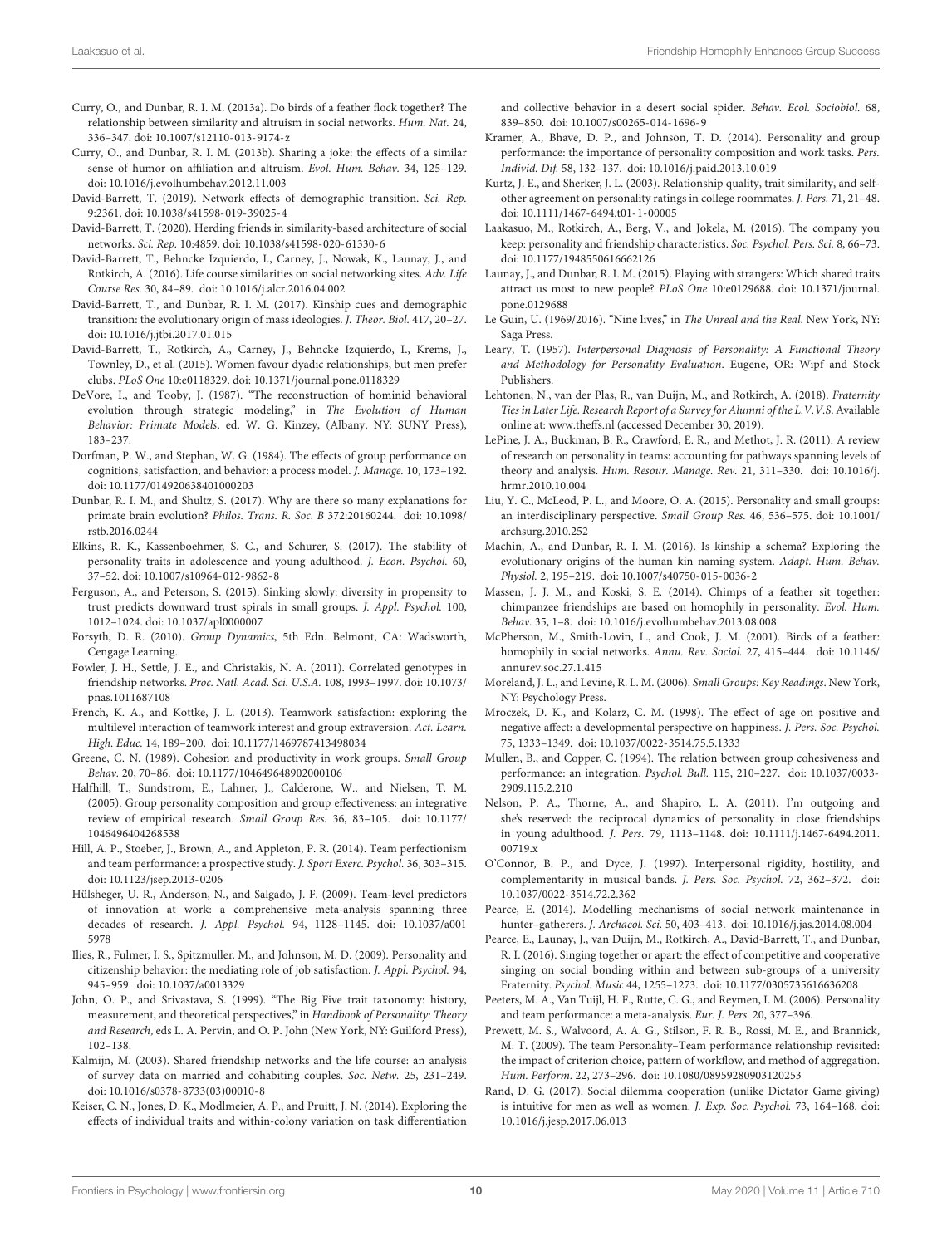Curry, O., and Dunbar, R. I. M. (2013a). Do birds of a feather flock together? The relationship between similarity and altruism in social networks. *Hum. Nat.* 24, 336–347. doi: 10.1007/s12110-013-9174-z

Curry, O., and Dunbar, R. I. M. (2013b). Sharing a joke: the effects of a similar sense of humor on affiliation and altruism. *Evol. Hum. Behav.* 34, 125–129. doi: 10.1016/j.evolhumbehav.2012.11.003

David-Barrett, T. (2019). Network effects of demographic transition. *Sci. Rep.* 9:2361. doi: 10.1038/s41598-019-39025-4

David-Barrett, T. (2020). Herding friends in similarity-based architecture of social networks. *Sci. Rep.* 10:4859. doi: 10.1038/s41598-020-61330-6

David-Barrett, T., Behncke Izquierdo, I., Carney, J., Nowak, K., Launay, J., and Rotkirch, A. (2016). Life course similarities on social networking sites. *Adv. Life Course Res.* 30, 84–89. doi: 10.1016/j.alcr.2016.04.002

David-Barrett, T., and Dunbar, R. I. M. (2017). Kinship cues and demographic transition: the evolutionary origin of mass ideologies. *J. Theor. Biol.* 417, 20–27. doi: 10.1016/j.jtbi.2017.01.015

David-Barrett, T., Rotkirch, A., Carney, J., Behncke Izquierdo, I., Krems, J., Townley, D., et al. (2015). Women favour dyadic relationships, but men prefer clubs. *PLoS One* 10:e0118329. doi: 10.1371/journal.pone.0118329

DeVore, I., and Tooby, J. (1987). "The reconstruction of hominid behavioral evolution through strategic modeling," in *The Evolution of Human Behavior: Primate Models*, ed. W. G. Kinzey, (Albany, NY: SUNY Press), 183–237.

Dorfman, P. W., and Stephan, W. G. (1984). The effects of group performance on cognitions, satisfaction, and behavior: a process model. *J. Manage.* 10, 173–192. doi: 10.1177/014920638401000203

Dunbar, R. I. M., and Shultz, S. (2017). Why are there so many explanations for primate brain evolution? *Philos. Trans. R. Soc. B* 372:20160244. doi: 10.1098/rstb.2016.0244

Elkins, R. K., Kassenboehmer, S. C., and Schurer, S. (2017). The stability of personality traits in adolescence and young adulthood. *J. Econ. Psychol.* 60, 37–52. doi: 10.1007/s10964-012-9862-8

Ferguson, A., and Peterson, S. (2015). Sinking slowly: diversity in propensity to trust predicts downward trust spirals in small groups. *J. Appl. Psychol.* 100, 1012–1024. doi: 10.1037/apl0000007

Forsyth, D. R. (2010). *Group Dynamics*, 5th Edn. Belmont, CA: Wadsworth, Cengage Learning.

Fowler, J. H., Settle, J. E., and Christakis, N. A. (2011). Correlated genotypes in friendship networks. *Proc. Natl. Acad. Sci. U.S.A.* 108, 1993–1997. doi: 10.1073/pnas.1011687108

French, K. A., and Kottke, J. L. (2013). Teamwork satisfaction: exploring the multilevel interaction of teamwork interest and group extraversion. *Act. Learn. High. Educ.* 14, 189–200. doi: 10.1177/1469787413498034

Greene, C. N. (1989). Cohesion and productivity in work groups. *Small Group Behav.* 20, 70–86. doi: 10.1177/104649648902000106

Halfhill, T., Sundstrom, E., Lahner, J., Calderone, W., and Nielsen, T. M. (2005). Group personality composition and group effectiveness: an integrative review of empirical research. *Small Group Res.* 36, 83–105. doi: 10.1177/1046496404268538

Hill, A. P., Stoeber, J., Brown, A., and Appleton, P. R. (2014). Team perfectionism and team performance: a prospective study. *J. Sport Exerc. Psychol.* 36, 303–315. doi: 10.1123/jsep.2013-0206

Hülsheger, U. R., Anderson, N., and Salgado, J. F. (2009). Team-level predictors of innovation at work: a comprehensive meta-analysis spanning three decades of research. *J. Appl. Psychol.* 94, 1128–1145. doi: 10.1037/a0015978

Ilies, R., Fulmer, I. S., Spitzmuller, M., and Johnson, M. D. (2009). Personality and citizenship behavior: the mediating role of job satisfaction. *J. Appl. Psychol.* 94, 945–959. doi: 10.1037/a0013329

John, O. P., and Srivastava, S. (1999). "The Big Five trait taxonomy: history, measurement, and theoretical perspectives," in *Handbook of Personality: Theory and Research*, eds L. A. Pervin, and O. P. John (New York, NY: Guilford Press), 102–138.

Kalmijn, M. (2003). Shared friendship networks and the life course: an analysis of survey data on married and cohabiting couples. *Soc. Netw.* 25, 231–249. doi: 10.1016/s0378-8733(03)00010-8

Keiser, C. N., Jones, D. K., Modlmeier, A. P., and Pruitt, J. N. (2014). Exploring the effects of individual traits and within-colony variation on task differentiation and collective behavior in a desert social spider. *Behav. Ecol. Sociobiol.* 68, 839–850. doi: 10.1007/s00265-014-1696-9

Kramer, A., Bhave, D. P., and Johnson, T. D. (2014). Personality and group performance: the importance of personality composition and work tasks. *Pers. Individ. Dif.* 58, 132–137. doi: 10.1016/j.paid.2013.10.019

Kurtz, J. E., and Sherker, J. L. (2003). Relationship quality, trait similarity, and self-other agreement on personality ratings in college roommates. *J. Pers.* 71, 21–48. doi: 10.1111/1467-6494.t01-1-00005

Laakasuo, M., Rotkirch, A., Berg, V., and Jokela, M. (2016). The company you keep: personality and friendship characteristics. *Soc. Psychol. Pers. Sci.* 8, 66–73. doi: 10.1177/1948550616662126

Launay, J., and Dunbar, R. I. M. (2015). Playing with strangers: Which shared traits attract us most to new people? *PLoS One* 10:e0129688. doi: 10.1371/journal.pone.0129688

Le Guin, U. (1969/2016). "Nine lives," in *The Unreal and the Real*. New York, NY: Saga Press.

Leary, T. (1957). *Interpersonal Diagnosis of Personality: A Functional Theory and Methodology for Personality Evaluation*. Eugene, OR: Wipf and Stock Publishers.

Lehtonen, N., van der Plas, R., van Duijn, M., and Rotkirch, A. (2018). *Fraternity Ties in Later Life. Research Report of a Survey for Alumni of the L.V.V.S.* Available online at: www.theffs.nl (accessed December 30, 2019).

LePine, J. A., Buckman, B. R., Crawford, E. R., and Methot, J. R. (2011). A review of research on personality in teams: accounting for pathways spanning levels of theory and analysis. *Hum. Resour. Manage. Rev.* 21, 311–330. doi: 10.1016/j.hrmr.2010.10.004

Liu, Y. C., McLeod, P. L., and Moore, O. A. (2015). Personality and small groups: an interdisciplinary perspective. *Small Group Res.* 46, 536–575. doi: 10.1001/archsurg.2010.252

Machin, A., and Dunbar, R. I. M. (2016). Is kinship a schema? Exploring the evolutionary origins of the human kin naming system. *Adapt. Hum. Behav. Physiol.* 2, 195–219. doi: 10.1007/s40750-015-0036-2

Massen, J. J. M., and Koski, S. E. (2014). Chimps of a feather sit together: chimpanzee friendships are based on homophily in personality. *Evol. Hum. Behav.* 35, 1–8. doi: 10.1016/j.evolhumbehav.2013.08.008

McPherson, M., Smith-Lovin, L., and Cook, J. M. (2001). Birds of a feather: homophily in social networks. *Annu. Rev. Sociol.* 27, 415–444. doi: 10.1146/annurev.soc.27.1.415

Moreland, J. L., and Levine, R. L. M. (2006). *Small Groups: Key Readings*. New York, NY: Psychology Press.

Mroczek, D. K., and Kolarz, C. M. (1998). The effect of age on positive and negative affect: a developmental perspective on happiness. *J. Pers. Soc. Psychol.* 75, 1333–1349. doi: 10.1037/0022-3514.75.5.1333

Mullen, B., and Copper, C. (1994). The relation between group cohesiveness and performance: an integration. *Psychol. Bull.* 115, 210–227. doi: 10.1037/0033-2909.115.2.210

Nelson, P. A., Thorne, A., and Shapiro, L. A. (2011). I'm outgoing and she's reserved: the reciprocal dynamics of personality in close friendships in young adulthood. *J. Pers.* 79, 1113–1148. doi: 10.1111/j.1467-6494.2011.00719.x

O'Connor, B. P., and Dyce, J. (1997). Interpersonal rigidity, hostility, and complementarity in musical bands. *J. Pers. Soc. Psychol.* 72, 362–372. doi: 10.1037/0022-3514.72.2.362

Pearce, E. (2014). Modelling mechanisms of social network maintenance in hunter–gatherers. *J. Archaeol. Sci.* 50, 403–413. doi: 10.1016/j.jas.2014.08.004

Pearce, E., Launay, J., van Duijn, M., Rotkirch, A., David-Barrett, T., and Dunbar, R. I. (2016). Singing together or apart: the effect of competitive and cooperative singing on social bonding within and between sub-groups of a university Fraternity. *Psychol. Music* 44, 1255–1273. doi: 10.1177/0305735616636208

Peeters, M. A., Van Tuijl, H. F., Rutte, C. G., and Reymen, I. M. (2006). Personality and team performance: a meta-analysis. *Eur. J. Pers.* 20, 377–396.

Prewett, M. S., Walvoord, A. A. G., Stilson, F. R. B., Rossi, M. E., and Brannick, M. T. (2009). The team Personality–Team performance relationship revisited: the impact of criterion choice, pattern of workflow, and method of aggregation. *Hum. Perform.* 22, 273–296. doi: 10.1080/08959280903120253

Rand, D. G. (2017). Social dilemma cooperation (unlike Dictator Game giving) is intuitive for men as well as women. *J. Exp. Soc. Psychol.* 73, 164–168. doi: 10.1016/j.jesp.2017.06.013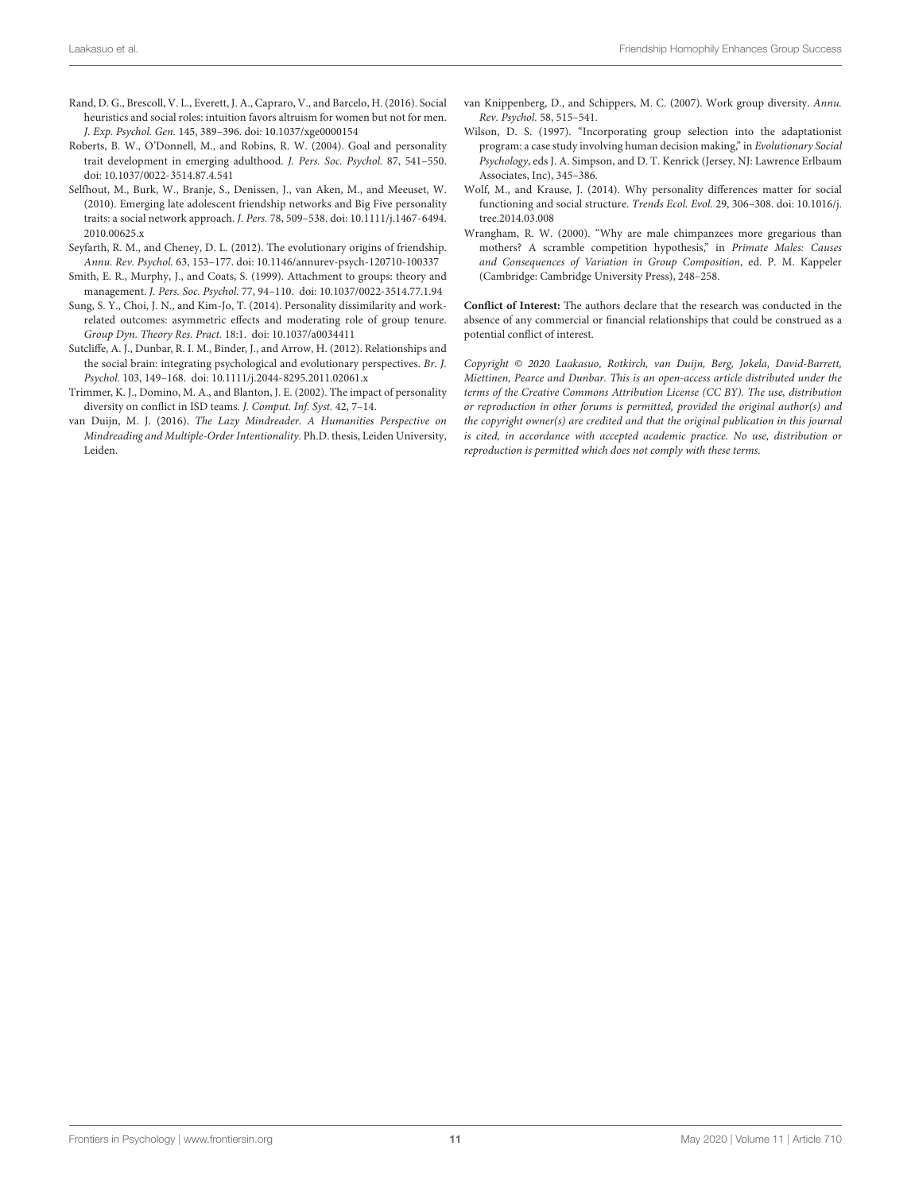Rand, D. G., Brescoll, V. L., Everett, J. A., Capraro, V., and Barcelo, H. (2016). Social heuristics and social roles: intuition favors altruism for women but not for men. *J. Exp. Psychol. Gen.* 145, 389–396. doi: 10.1037/xge0000154

Roberts, B. W., O'Donnell, M., and Robins, R. W. (2004). Goal and personality trait development in emerging adulthood. *J. Pers. Soc. Psychol.* 87, 541–550. doi: 10.1037/0022-3514.87.4.541

Selfhout, M., Burk, W., Branje, S., Denissen, J., van Aken, M., and Meeuset, W. (2010). Emerging late adolescent friendship networks and Big Five personality traits: a social network approach. *J. Pers.* 78, 509–538. doi: 10.1111/j.1467-6494.2010.00625.x

Seyfarth, R. M., and Cheney, D. L. (2012). The evolutionary origins of friendship. *Annu. Rev. Psychol.* 63, 153–177. doi: 10.1146/annurev-psych-120710-100337

Smith, E. R., Murphy, J., and Coats, S. (1999). Attachment to groups: theory and management. *J. Pers. Soc. Psychol.* 77, 94–110. doi: 10.1037/0022-3514.77.1.94

Sung, S. Y., Choi, J. N., and Kim-Jo, T. (2014). Personality dissimilarity and work-related outcomes: asymmetric effects and moderating role of group tenure. *Group Dyn. Theory Res. Pract.* 18:1. doi: 10.1037/a0034411

Sutcliffe, A. J., Dunbar, R. I. M., Binder, J., and Arrow, H. (2012). Relationships and the social brain: integrating psychological and evolutionary perspectives. *Br. J. Psychol.* 103, 149–168. doi: 10.1111/j.2044-8295.2011.02061.x

Trimmer, K. J., Domino, M. A., and Blanton, J. E. (2002). The impact of personality diversity on conflict in ISD teams. *J. Comput. Inf. Syst.* 42, 7–14.

van Duijn, M. J. (2016). *The Lazy Mindreader. A Humanities Perspective on Mindreading and Multiple-Order Intentionality*. Ph.D. thesis, Leiden University, Leiden.

van Knippenberg, D., and Schippers, M. C. (2007). Work group diversity. *Annu. Rev. Psychol.* 58, 515–541.

Wilson, D. S. (1997). "Incorporating group selection into the adaptationist program: a case study involving human decision making," in *Evolutionary Social Psychology*, eds J. A. Simpson, and D. T. Kenrick (Jersey, NJ: Lawrence Erlbaum Associates, Inc), 345–386.

Wolf, M., and Krause, J. (2014). Why personality differences matter for social functioning and social structure. *Trends Ecol. Evol.* 29, 306–308. doi: 10.1016/j.tree.2014.03.008

Wrangham, R. W. (2000). "Why are male chimpanzees more gregarious than mothers? A scramble competition hypothesis," in *Primate Males: Causes and Consequences of Variation in Group Composition*, ed. P. M. Kappeler (Cambridge: Cambridge University Press), 248–258.

**Conflict of Interest:** The authors declare that the research was conducted in the absence of any commercial or financial relationships that could be construed as a potential conflict of interest.

*Copyright © 2020 Laakasuo, Rotkirch, van Duijn, Berg, Jokela, David-Barrett, Miettinen, Pearce and Dunbar. This is an open-access article distributed under the terms of the Creative Commons Attribution License (CC BY). The use, distribution or reproduction in other forums is permitted, provided the original author(s) and the copyright owner(s) are credited and that the original publication in this journal is cited, in accordance with accepted academic practice. No use, distribution or reproduction is permitted which does not comply with these terms.*